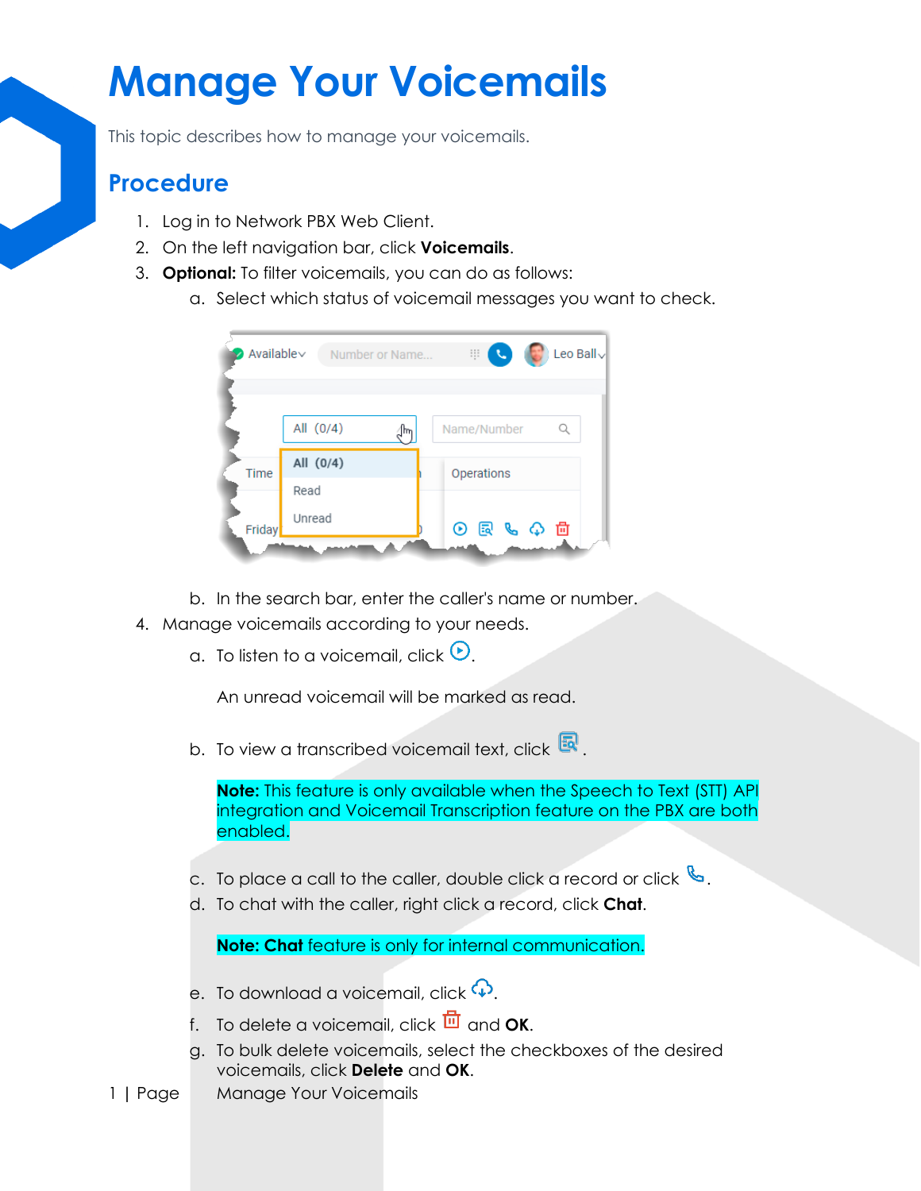// 'Manage Your Voicemails' page 1 of 2: text only; no images detected, so the screenshot and inline icons are omitted; footer '1 | Page Manage Your Voicemails' dropped.
# Manage Your Voicemails

This topic describes how to manage your voicemails.

## Procedure

1. Log in to Network PBX Web Client.
2. On the left navigation bar, click **Voicemails**.
3. **Optional:** To filter voicemails, you can do as follows:
   a. Select which status of voicemail messages you want to check.
   b. In the search bar, enter the caller's name or number.
4. Manage voicemails according to your needs.
   a. To listen to a voicemail, click .

      An unread voicemail will be marked as read.

   b. To view a transcribed voicemail text, click .

      **Note:** This feature is only available when the Speech to Text (STT) API integration and Voicemail Transcription feature on the PBX are both enabled.

   c. To place a call to the caller, double click a record or click .
   d. To chat with the caller, right click a record, click **Chat**.

      **Note: Chat** feature is only for internal communication.

   e. To download a voicemail, click .
   f. To delete a voicemail, click  and **OK**.
   g. To bulk delete voicemails, select the checkboxes of the desired voicemails, click **Delete** and **OK**.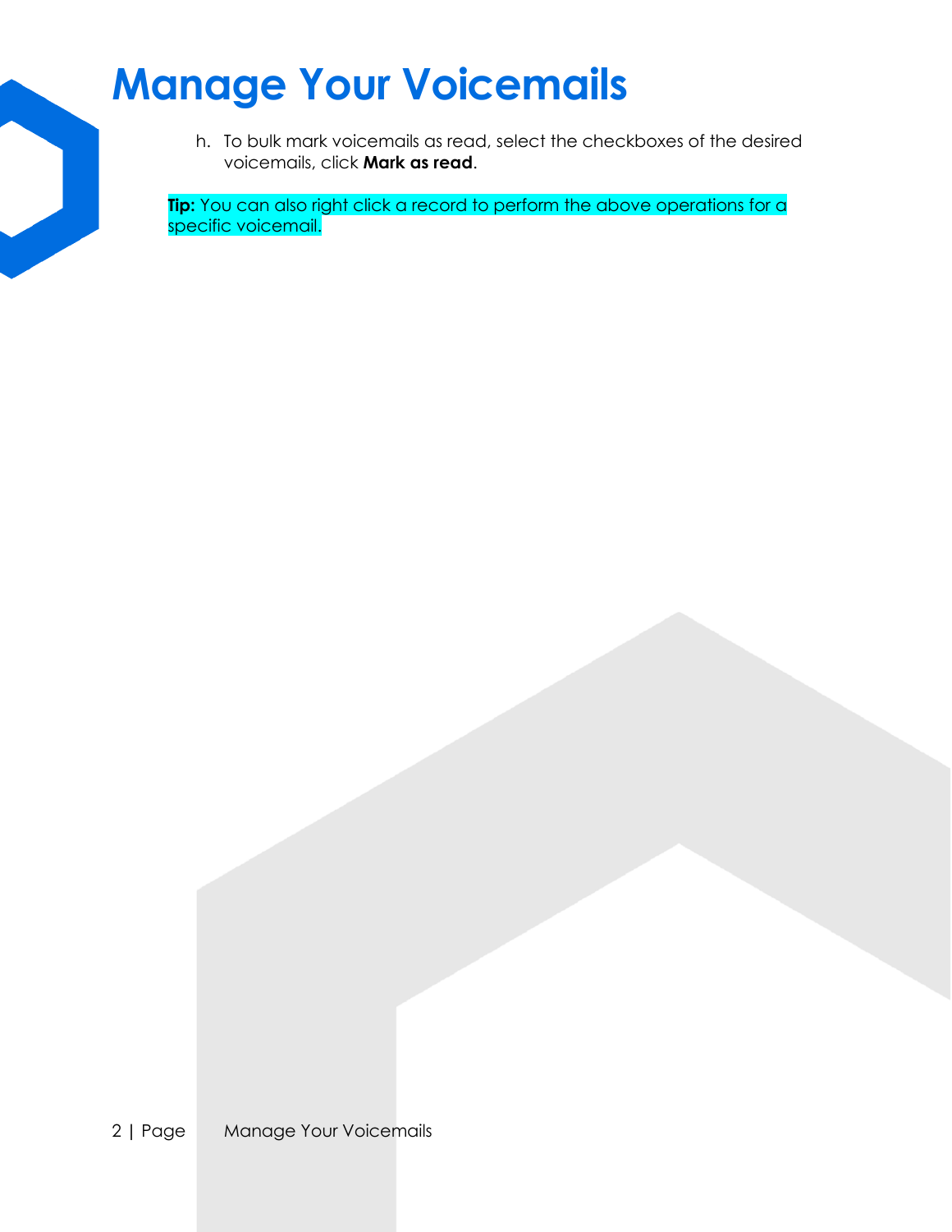# Manage Your Voicemails

h. To bulk mark voicemails as read, select the checkboxes of the desired voicemails, click **Mark as read**.

**Tip:** You can also right click a record to perform the above operations for a specific voicemail.